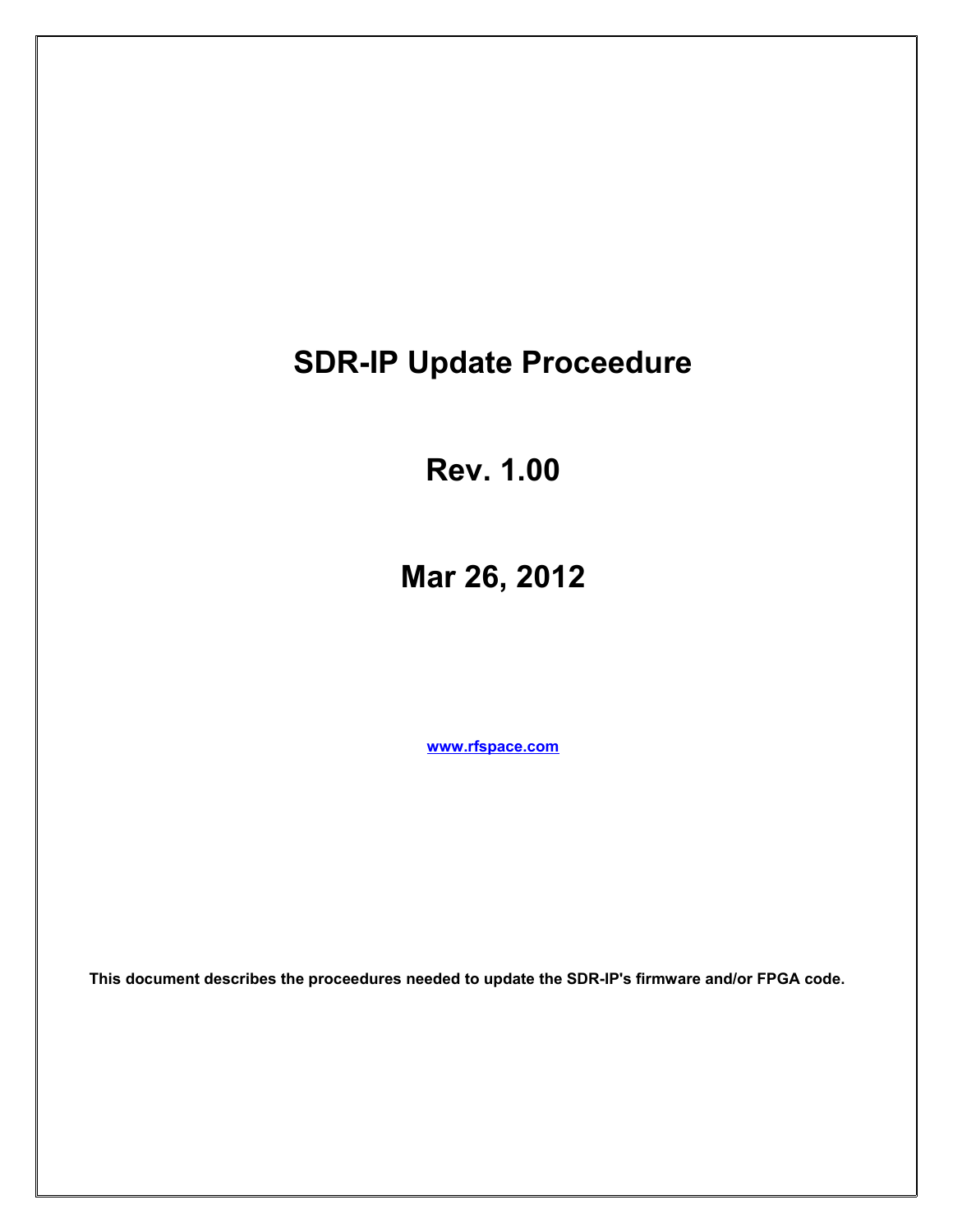# SDR-IP Update Proceedure

## Rev. 1.00

## Mar 26, 2012

[www.rfspace.com](http://www.rfspace.com)

**This document describes the proceedures needed to update the SDR-IP's firmware and/or FPGA code.**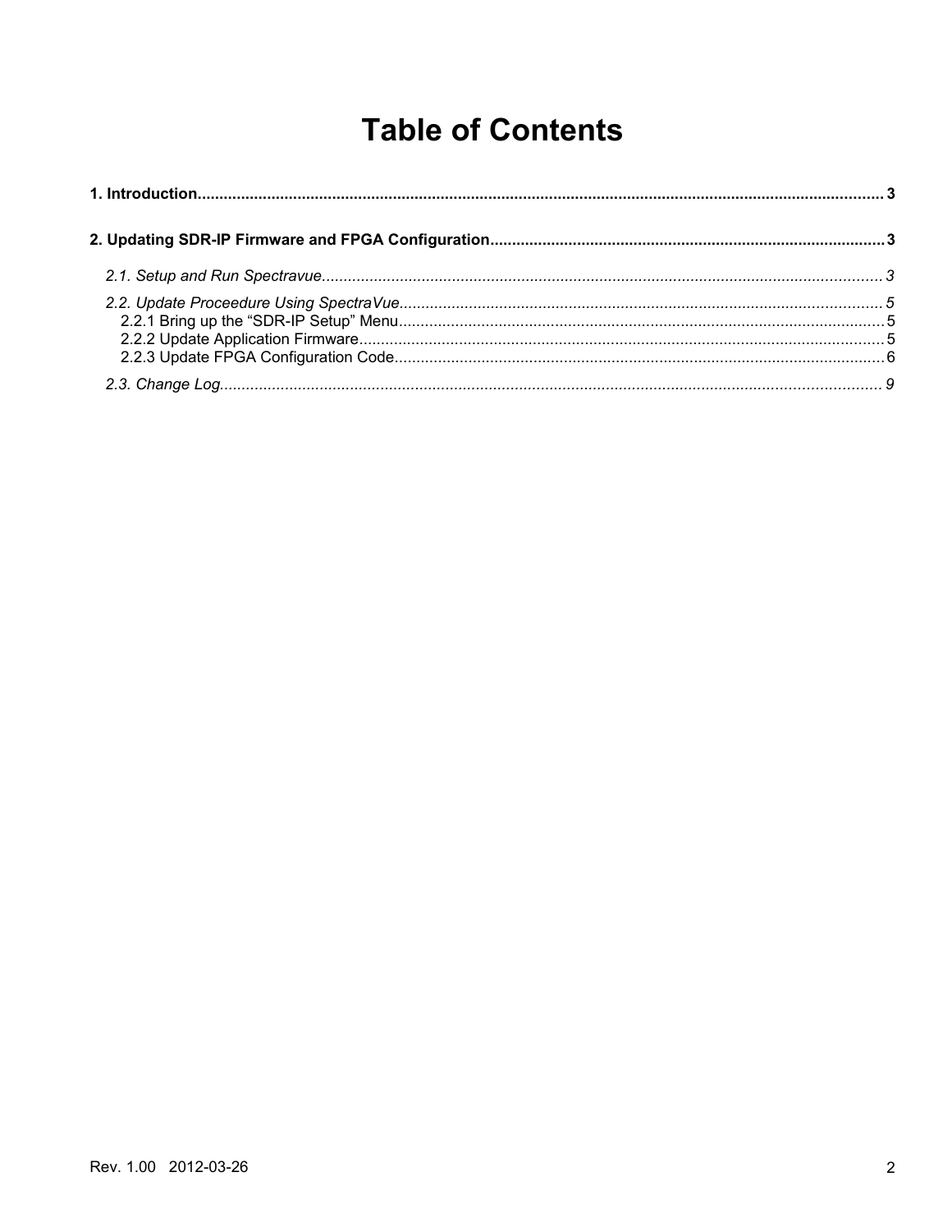# Table of Contents

**1. Introduction....................................................................................................................................................3**

**2. Updating SDR-IP Firmware and FPGA Configuration..........................................................................................3**

*2.1. Setup and Run Spectravue.................................................................................................................................3*

*2.2. Update Proceedure Using SpectraVue..............................................................................................................5*

2.2.1 Bring up the “SDR-IP Setup” Menu...............................................................................................................5

2.2.2 Update Application Firmware........................................................................................................................5

2.2.3 Update FPGA Configuration Code................................................................................................................6

*2.3. Change Log.......................................................................................................................................................9*

Rev. 1.00 2012-03-26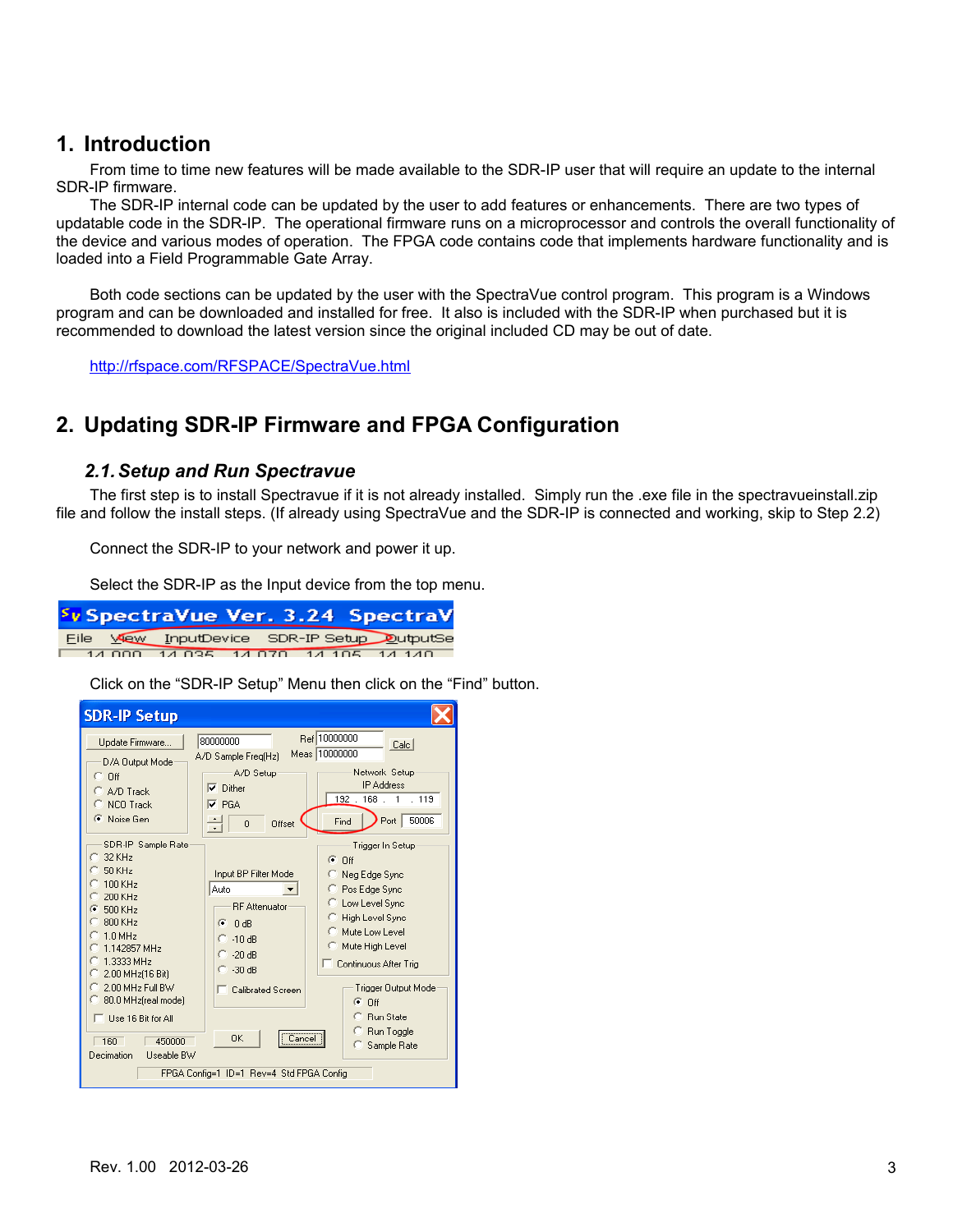# 1. Introduction

From time to time new features will be made available to the SDR-IP user that will require an update to the internal SDR-IP firmware.

The SDR-IP internal code can be updated by the user to add features or enhancements. There are two types of updatable code in the SDR-IP. The operational firmware runs on a microprocessor and controls the overall functionality of the device and various modes of operation. The FPGA code contains code that implements hardware functionality and is loaded into a Field Programmable Gate Array.

Both code sections can be updated by the user with the SpectraVue control program. This program is a Windows program and can be downloaded and installed for free. It also is included with the SDR-IP when purchased but it is recommended to download the latest version since the original included CD may be out of date.

http://rfspace.com/RFSPACE/SpectraVue.html

# 2. Updating SDR-IP Firmware and FPGA Configuration

## 2.1. Setup and Run Spectravue

The first step is to install Spectravue if it is not already installed. Simply run the .exe file in the spectravueinstall.zip file and follow the install steps. (If already using SpectraVue and the SDR-IP is connected and working, skip to Step 2.2)

Connect the SDR-IP to your network and power it up.

Select the SDR-IP as the Input device from the top menu.

Click on the "SDR-IP Setup" Menu then click on the "Find" button.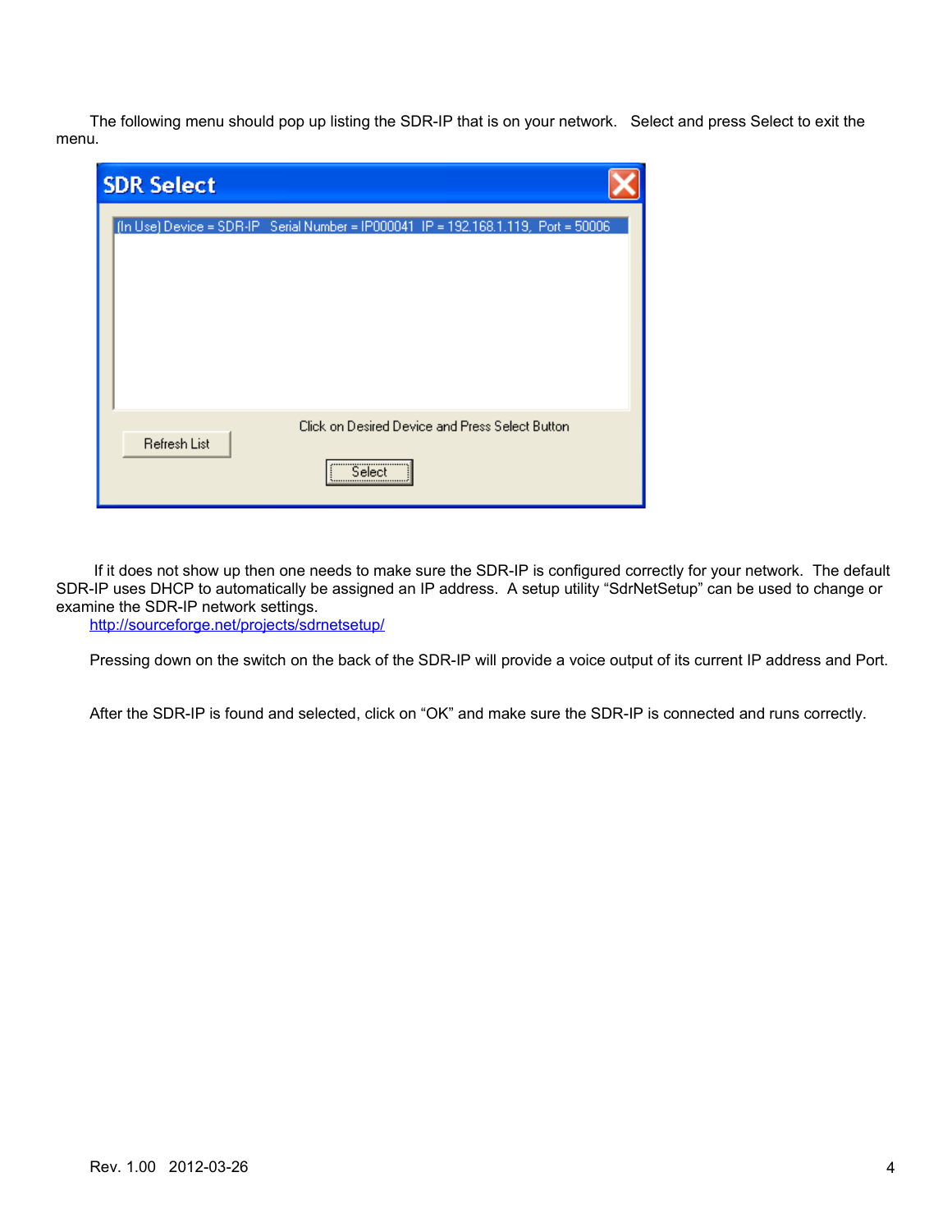The following menu should pop up listing the SDR-IP that is on your network. Select and press Select to exit the menu.

If it does not show up then one needs to make sure the SDR-IP is configured correctly for your network. The default SDR-IP uses DHCP to automatically be assigned an IP address. A setup utility "SdrNetSetup" can be used to change or examine the SDR-IP network settings.

http://sourceforge.net/projects/sdrnetsetup/

Pressing down on the switch on the back of the SDR-IP will provide a voice output of its current IP address and Port.

After the SDR-IP is found and selected, click on "OK" and make sure the SDR-IP is connected and runs correctly.

Rev. 1.00 2012-03-26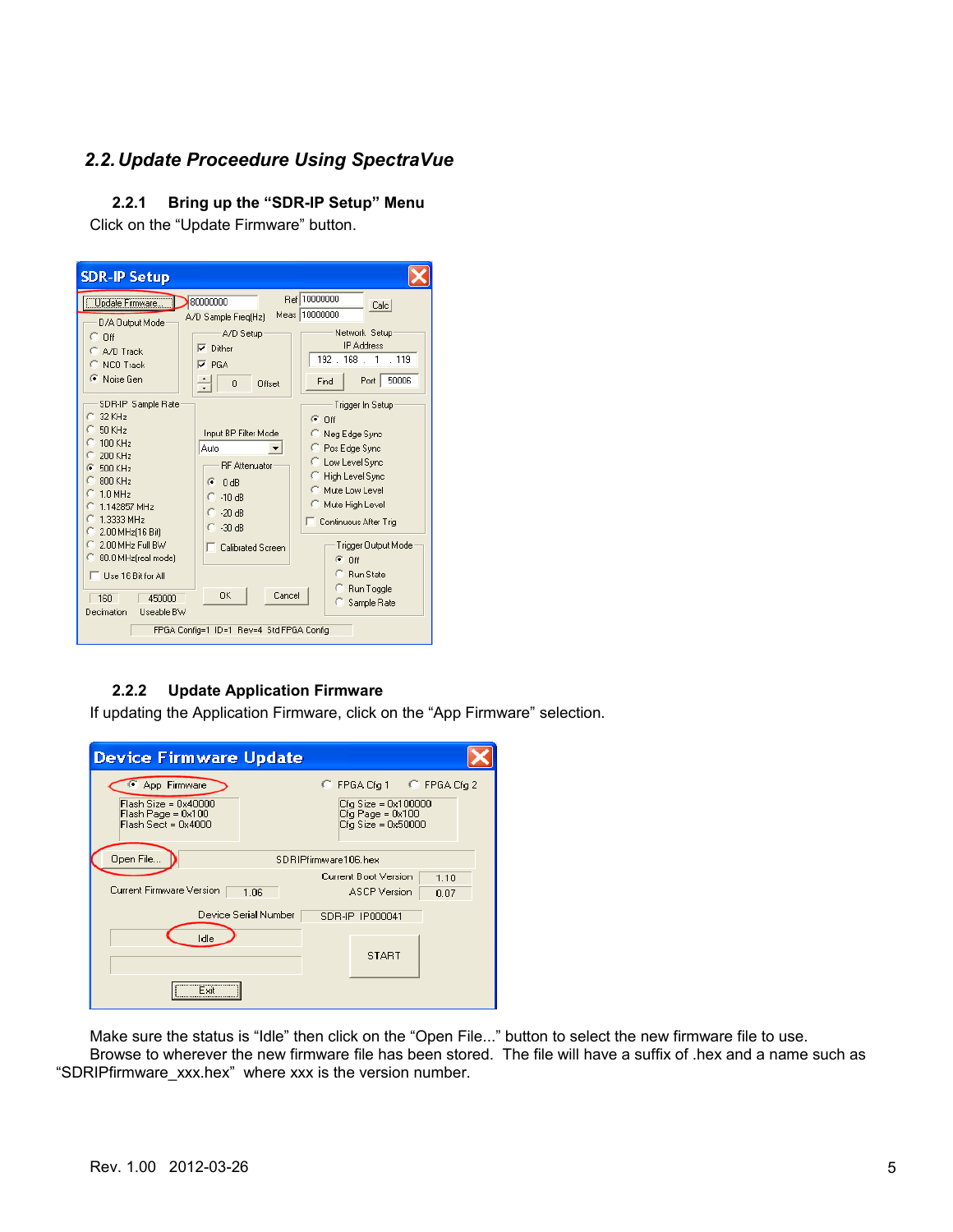## 2.2. Update Proceedure Using SpectraVue

### 2.2.1 Bring up the “SDR-IP Setup” Menu

Click on the “Update Firmware” button.

### 2.2.2 Update Application Firmware

If updating the Application Firmware, click on the “App Firmware” selection.

Make sure the status is “Idle” then click on the “Open File...” button to select the new firmware file to use.

Browse to wherever the new firmware file has been stored. The file will have a suffix of .hex and a name such as “SDRIPfirmware_xxx.hex” where xxx is the version number.

Rev. 1.00 2012-03-26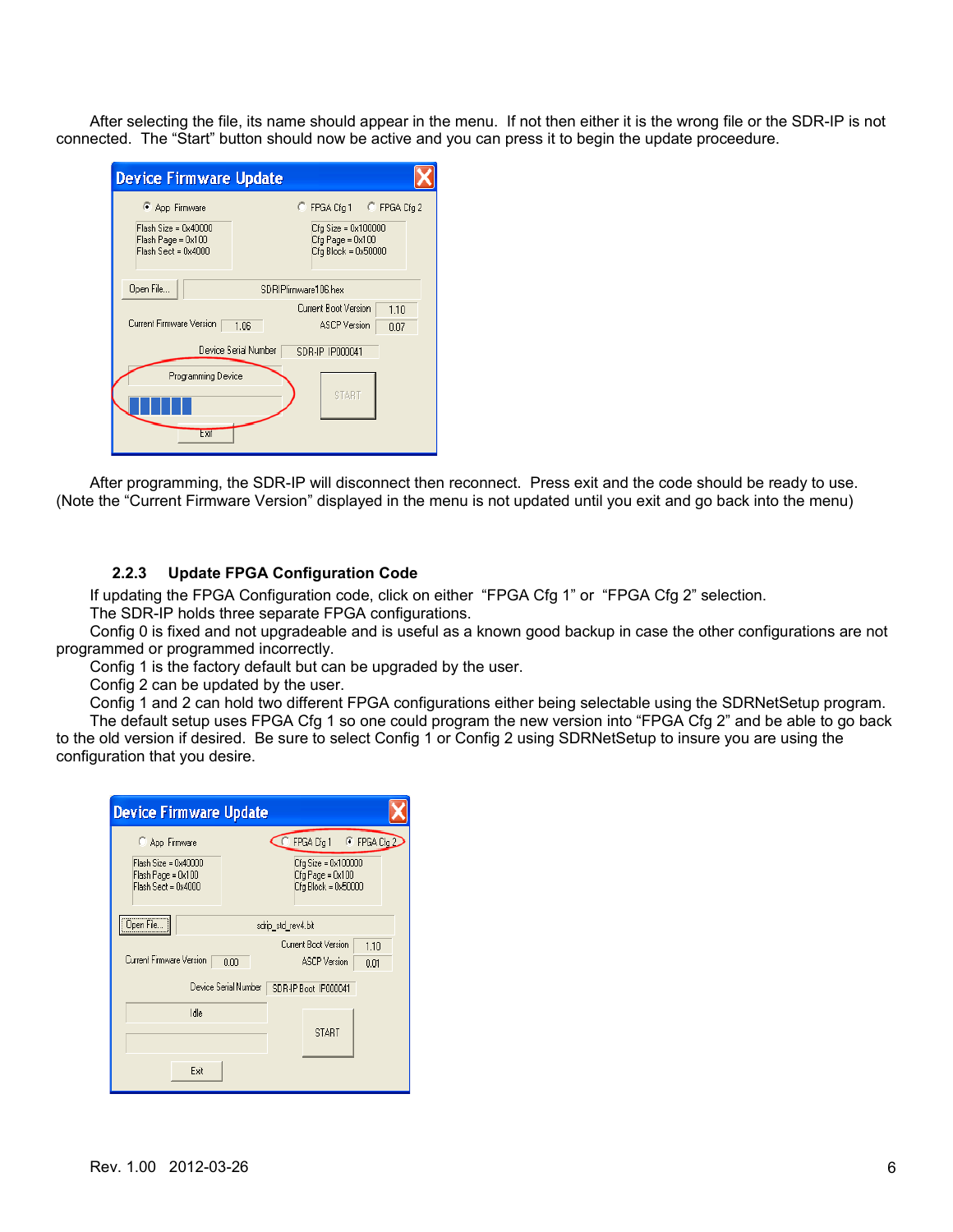After selecting the file, its name should appear in the menu. If not then either it is the wrong file or the SDR-IP is not connected. The “Start” button should now be active and you can press it to begin the update proceedure.

After programming, the SDR-IP will disconnect then reconnect. Press exit and the code should be ready to use. (Note the “Current Firmware Version” displayed in the menu is not updated until you exit and go back into the menu)

### 2.2.3 Update FPGA Configuration Code

If updating the FPGA Configuration code, click on either “FPGA Cfg 1” or “FPGA Cfg 2” selection.

The SDR-IP holds three separate FPGA configurations.

Config 0 is fixed and not upgradeable and is useful as a known good backup in case the other configurations are not programmed or programmed incorrectly.

Config 1 is the factory default but can be upgraded by the user.

Config 2 can be updated by the user.

Config 1 and 2 can hold two different FPGA configurations either being selectable using the SDRNetSetup program.

The default setup uses FPGA Cfg 1 so one could program the new version into “FPGA Cfg 2” and be able to go back to the old version if desired. Be sure to select Config 1 or Config 2 using SDRNetSetup to insure you are using the configuration that you desire.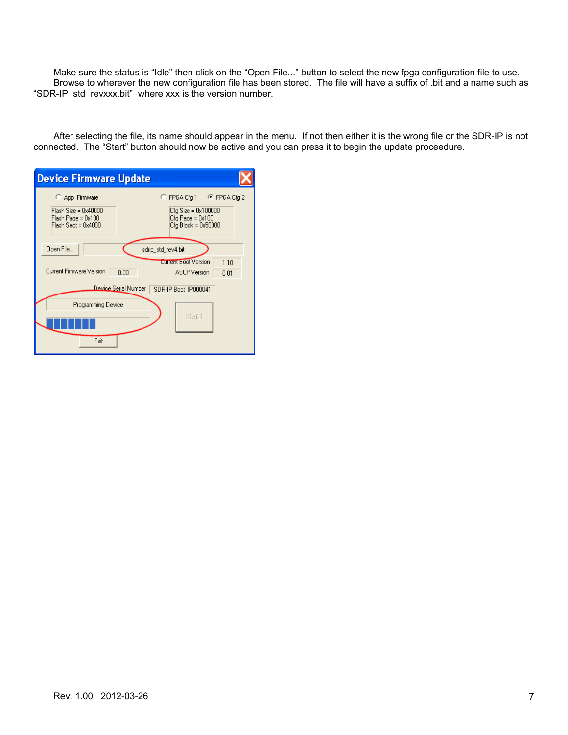Make sure the status is "Idle" then click on the "Open File..." button to select the new fpga configuration file to use. Browse to wherever the new configuration file has been stored. The file will have a suffix of .bit and a name such as "SDR-IP_std_revxxx.bit" where xxx is the version number.

After selecting the file, its name should appear in the menu. If not then either it is the wrong file or the SDR-IP is not connected. The "Start" button should now be active and you can press it to begin the update proceedure.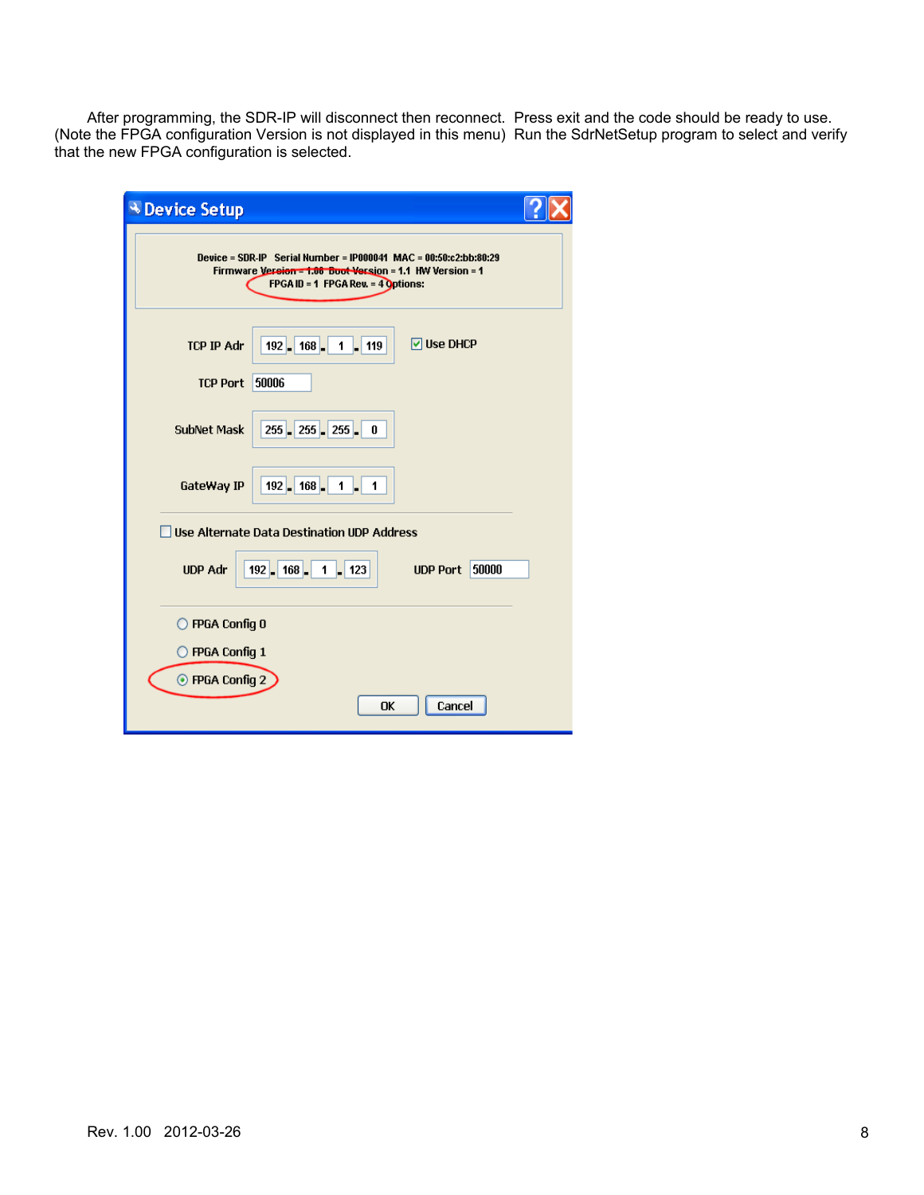After programming, the SDR-IP will disconnect then reconnect. Press exit and the code should be ready to use. (Note the FPGA configuration Version is not displayed in this menu) Run the SdrNetSetup program to select and verify that the new FPGA configuration is selected.

**Device Setup**

Device = SDR-IP Serial Number = IP000041 MAC = 00:50:c2:bb:80:29
Firmware Version = 1.06 Boot Version = 1.1 HW Version = 1
FPGA ID = 1 FPGA Rev. = 4 Options:

TCP IP Adr: 192 . 168 . 1 . 119 ☑ Use DHCP

TCP Port: 50006

SubNet Mask: 255 . 255 . 255 . 0

GateWay IP: 192 . 168 . 1 . 1

☐ Use Alternate Data Destination UDP Address

UDP Adr: 192 . 168 . 1 . 123 UDP Port: 50000

○ FPGA Config 0
○ FPGA Config 1
◉ FPGA Config 2

OK Cancel

Rev. 1.00 2012-03-26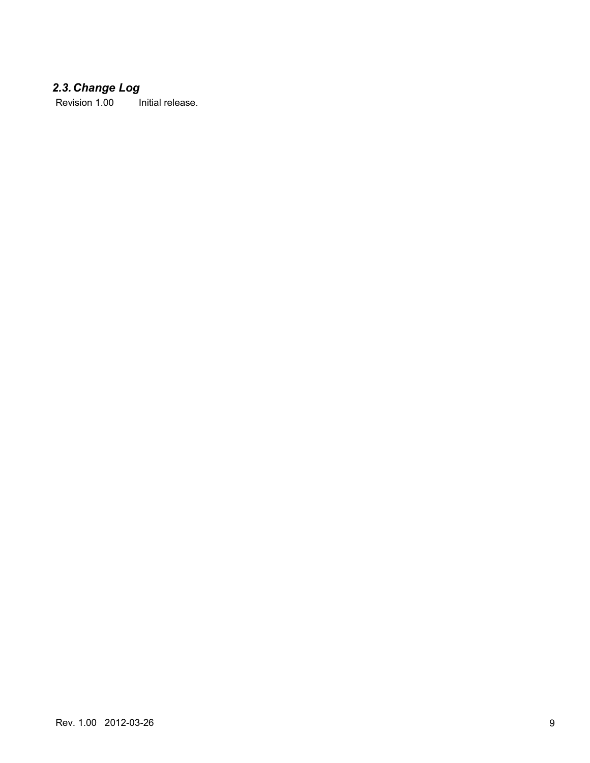### *2.3. Change Log*

| | |
|---|---|
| Revision 1.00 | Initial release. |